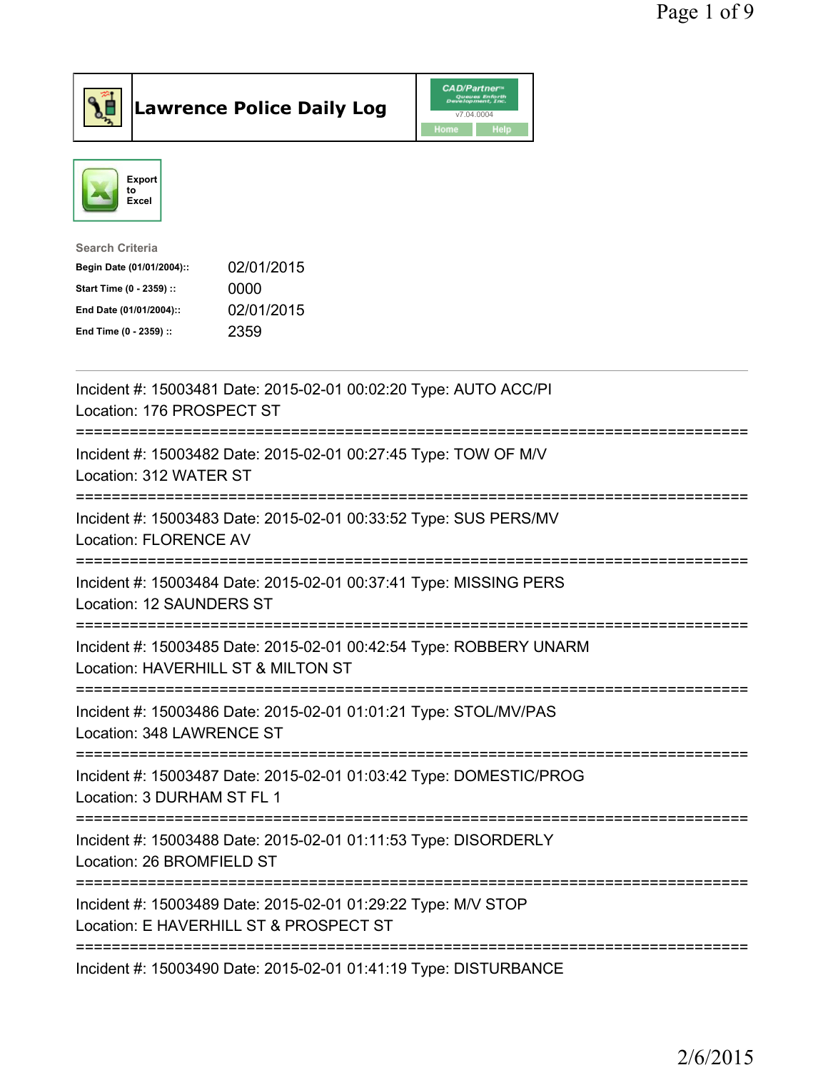# Lawrence Police Daily Log

CAD/Partner v7.04.0004

Home | Help

Export to Excel

**Search Criteria**

| | |
|---|---|
| **Begin Date (01/01/2004)::** | 02/01/2015 |
| **Start Time (0 - 2359) ::** | 0000 |
| **End Date (01/01/2004)::** | 02/01/2015 |
| **End Time (0 - 2359) ::** | 2359 |

---

Incident #: 15003481 Date: 2015-02-01 00:02:20 Type: AUTO ACC/PI
Location: 176 PROSPECT ST

===========================================================================

Incident #: 15003482 Date: 2015-02-01 00:27:45 Type: TOW OF M/V
Location: 312 WATER ST

===========================================================================

Incident #: 15003483 Date: 2015-02-01 00:33:52 Type: SUS PERS/MV
Location: FLORENCE AV

===========================================================================

Incident #: 15003484 Date: 2015-02-01 00:37:41 Type: MISSING PERS
Location: 12 SAUNDERS ST

===========================================================================

Incident #: 15003485 Date: 2015-02-01 00:42:54 Type: ROBBERY UNARM
Location: HAVERHILL ST & MILTON ST

===========================================================================

Incident #: 15003486 Date: 2015-02-01 01:01:21 Type: STOL/MV/PAS
Location: 348 LAWRENCE ST

===========================================================================

Incident #: 15003487 Date: 2015-02-01 01:03:42 Type: DOMESTIC/PROG
Location: 3 DURHAM ST FL 1

===========================================================================

Incident #: 15003488 Date: 2015-02-01 01:11:53 Type: DISORDERLY
Location: 26 BROMFIELD ST

===========================================================================

Incident #: 15003489 Date: 2015-02-01 01:29:22 Type: M/V STOP
Location: E HAVERHILL ST & PROSPECT ST

===========================================================================

Incident #: 15003490 Date: 2015-02-01 01:41:19 Type: DISTURBANCE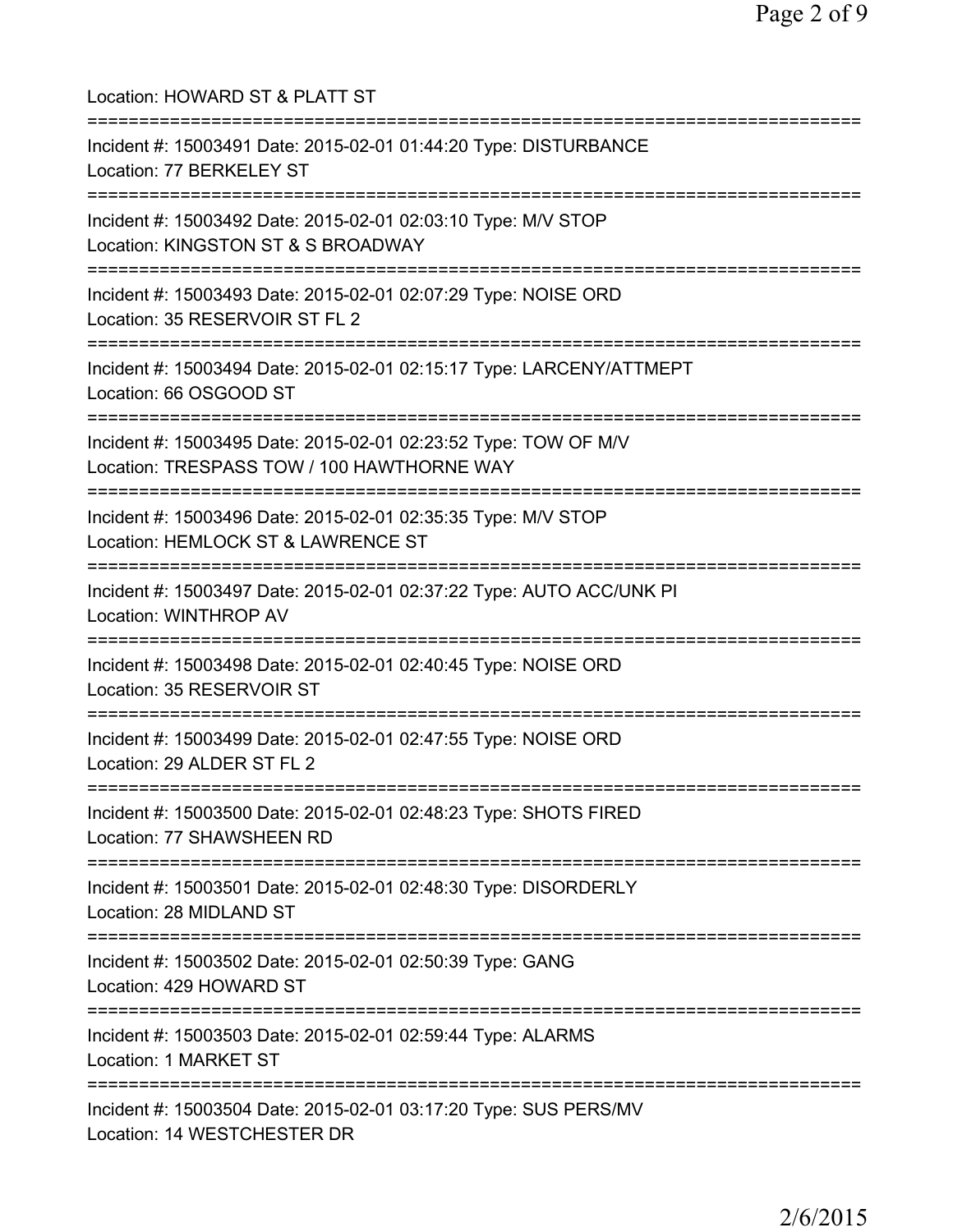Location: HOWARD ST & PLATT ST

===========================================================================

Incident #: 15003491 Date: 2015-02-01 01:44:20 Type: DISTURBANCE
Location: 77 BERKELEY ST

===========================================================================

Incident #: 15003492 Date: 2015-02-01 02:03:10 Type: M/V STOP
Location: KINGSTON ST & S BROADWAY

===========================================================================

Incident #: 15003493 Date: 2015-02-01 02:07:29 Type: NOISE ORD
Location: 35 RESERVOIR ST FL 2

===========================================================================

Incident #: 15003494 Date: 2015-02-01 02:15:17 Type: LARCENY/ATTMEPT
Location: 66 OSGOOD ST

===========================================================================

Incident #: 15003495 Date: 2015-02-01 02:23:52 Type: TOW OF M/V
Location: TRESPASS TOW / 100 HAWTHORNE WAY

===========================================================================

Incident #: 15003496 Date: 2015-02-01 02:35:35 Type: M/V STOP
Location: HEMLOCK ST & LAWRENCE ST

===========================================================================

Incident #: 15003497 Date: 2015-02-01 02:37:22 Type: AUTO ACC/UNK PI
Location: WINTHROP AV

===========================================================================

Incident #: 15003498 Date: 2015-02-01 02:40:45 Type: NOISE ORD
Location: 35 RESERVOIR ST

===========================================================================

Incident #: 15003499 Date: 2015-02-01 02:47:55 Type: NOISE ORD
Location: 29 ALDER ST FL 2

===========================================================================

Incident #: 15003500 Date: 2015-02-01 02:48:23 Type: SHOTS FIRED
Location: 77 SHAWSHEEN RD

===========================================================================

Incident #: 15003501 Date: 2015-02-01 02:48:30 Type: DISORDERLY
Location: 28 MIDLAND ST

===========================================================================

Incident #: 15003502 Date: 2015-02-01 02:50:39 Type: GANG
Location: 429 HOWARD ST

===========================================================================

Incident #: 15003503 Date: 2015-02-01 02:59:44 Type: ALARMS
Location: 1 MARKET ST

===========================================================================

Incident #: 15003504 Date: 2015-02-01 03:17:20 Type: SUS PERS/MV
Location: 14 WESTCHESTER DR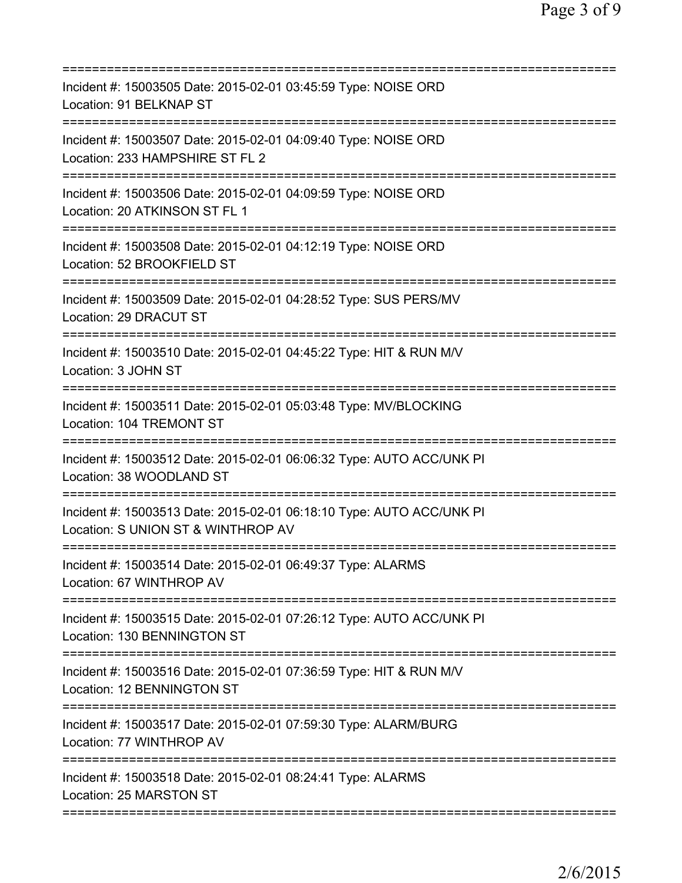===========================================================================
Incident #: 15003505 Date: 2015-02-01 03:45:59 Type: NOISE ORD
Location: 91 BELKNAP ST
===========================================================================
Incident #: 15003507 Date: 2015-02-01 04:09:40 Type: NOISE ORD
Location: 233 HAMPSHIRE ST FL 2
===========================================================================
Incident #: 15003506 Date: 2015-02-01 04:09:59 Type: NOISE ORD
Location: 20 ATKINSON ST FL 1
===========================================================================
Incident #: 15003508 Date: 2015-02-01 04:12:19 Type: NOISE ORD
Location: 52 BROOKFIELD ST
===========================================================================
Incident #: 15003509 Date: 2015-02-01 04:28:52 Type: SUS PERS/MV
Location: 29 DRACUT ST
===========================================================================
Incident #: 15003510 Date: 2015-02-01 04:45:22 Type: HIT & RUN M/V
Location: 3 JOHN ST
===========================================================================
Incident #: 15003511 Date: 2015-02-01 05:03:48 Type: MV/BLOCKING
Location: 104 TREMONT ST
===========================================================================
Incident #: 15003512 Date: 2015-02-01 06:06:32 Type: AUTO ACC/UNK PI
Location: 38 WOODLAND ST
===========================================================================
Incident #: 15003513 Date: 2015-02-01 06:18:10 Type: AUTO ACC/UNK PI
Location: S UNION ST & WINTHROP AV
===========================================================================
Incident #: 15003514 Date: 2015-02-01 06:49:37 Type: ALARMS
Location: 67 WINTHROP AV
===========================================================================
Incident #: 15003515 Date: 2015-02-01 07:26:12 Type: AUTO ACC/UNK PI
Location: 130 BENNINGTON ST
===========================================================================
Incident #: 15003516 Date: 2015-02-01 07:36:59 Type: HIT & RUN M/V
Location: 12 BENNINGTON ST
===========================================================================
Incident #: 15003517 Date: 2015-02-01 07:59:30 Type: ALARM/BURG
Location: 77 WINTHROP AV
===========================================================================
Incident #: 15003518 Date: 2015-02-01 08:24:41 Type: ALARMS
Location: 25 MARSTON ST
===========================================================================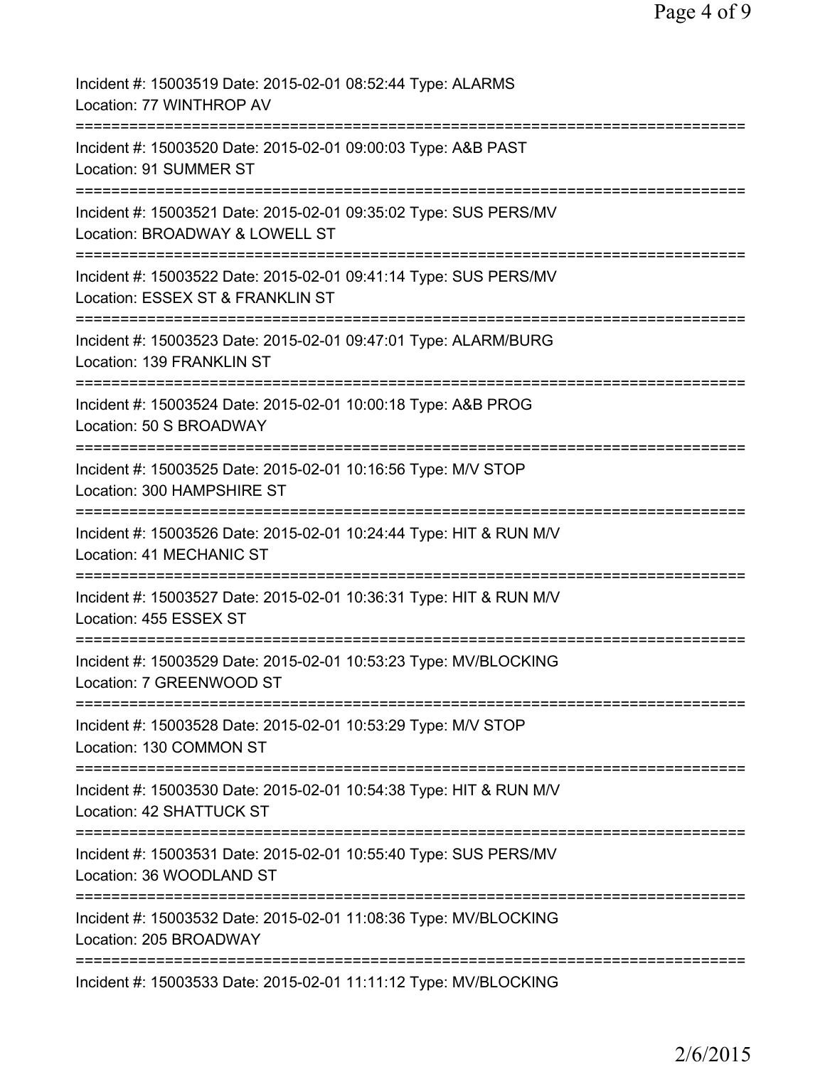Incident #: 15003519 Date: 2015-02-01 08:52:44 Type: ALARMS
Location: 77 WINTHROP AV

===========================================================================

Incident #: 15003520 Date: 2015-02-01 09:00:03 Type: A&B PAST
Location: 91 SUMMER ST

===========================================================================

Incident #: 15003521 Date: 2015-02-01 09:35:02 Type: SUS PERS/MV
Location: BROADWAY & LOWELL ST

===========================================================================

Incident #: 15003522 Date: 2015-02-01 09:41:14 Type: SUS PERS/MV
Location: ESSEX ST & FRANKLIN ST

===========================================================================

Incident #: 15003523 Date: 2015-02-01 09:47:01 Type: ALARM/BURG
Location: 139 FRANKLIN ST

===========================================================================

Incident #: 15003524 Date: 2015-02-01 10:00:18 Type: A&B PROG
Location: 50 S BROADWAY

===========================================================================

Incident #: 15003525 Date: 2015-02-01 10:16:56 Type: M/V STOP
Location: 300 HAMPSHIRE ST

===========================================================================

Incident #: 15003526 Date: 2015-02-01 10:24:44 Type: HIT & RUN M/V
Location: 41 MECHANIC ST

===========================================================================

Incident #: 15003527 Date: 2015-02-01 10:36:31 Type: HIT & RUN M/V
Location: 455 ESSEX ST

===========================================================================

Incident #: 15003529 Date: 2015-02-01 10:53:23 Type: MV/BLOCKING
Location: 7 GREENWOOD ST

===========================================================================

Incident #: 15003528 Date: 2015-02-01 10:53:29 Type: M/V STOP
Location: 130 COMMON ST

===========================================================================

Incident #: 15003530 Date: 2015-02-01 10:54:38 Type: HIT & RUN M/V
Location: 42 SHATTUCK ST

===========================================================================

Incident #: 15003531 Date: 2015-02-01 10:55:40 Type: SUS PERS/MV
Location: 36 WOODLAND ST

===========================================================================

Incident #: 15003532 Date: 2015-02-01 11:08:36 Type: MV/BLOCKING
Location: 205 BROADWAY

===========================================================================

Incident #: 15003533 Date: 2015-02-01 11:11:12 Type: MV/BLOCKING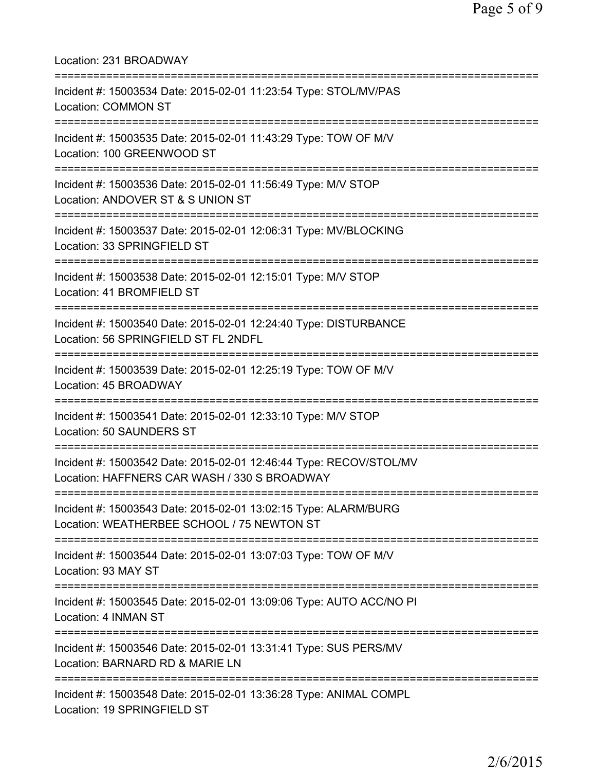Location: 231 BROADWAY

===========================================================================

Incident #: 15003534 Date: 2015-02-01 11:23:54 Type: STOL/MV/PAS
Location: COMMON ST

===========================================================================

Incident #: 15003535 Date: 2015-02-01 11:43:29 Type: TOW OF M/V
Location: 100 GREENWOOD ST

===========================================================================

Incident #: 15003536 Date: 2015-02-01 11:56:49 Type: M/V STOP
Location: ANDOVER ST & S UNION ST

===========================================================================

Incident #: 15003537 Date: 2015-02-01 12:06:31 Type: MV/BLOCKING
Location: 33 SPRINGFIELD ST

===========================================================================

Incident #: 15003538 Date: 2015-02-01 12:15:01 Type: M/V STOP
Location: 41 BROMFIELD ST

===========================================================================

Incident #: 15003540 Date: 2015-02-01 12:24:40 Type: DISTURBANCE
Location: 56 SPRINGFIELD ST FL 2NDFL

===========================================================================

Incident #: 15003539 Date: 2015-02-01 12:25:19 Type: TOW OF M/V
Location: 45 BROADWAY

===========================================================================

Incident #: 15003541 Date: 2015-02-01 12:33:10 Type: M/V STOP
Location: 50 SAUNDERS ST

===========================================================================

Incident #: 15003542 Date: 2015-02-01 12:46:44 Type: RECOV/STOL/MV
Location: HAFFNERS CAR WASH / 330 S BROADWAY

===========================================================================

Incident #: 15003543 Date: 2015-02-01 13:02:15 Type: ALARM/BURG
Location: WEATHERBEE SCHOOL / 75 NEWTON ST

===========================================================================

Incident #: 15003544 Date: 2015-02-01 13:07:03 Type: TOW OF M/V
Location: 93 MAY ST

===========================================================================

Incident #: 15003545 Date: 2015-02-01 13:09:06 Type: AUTO ACC/NO PI
Location: 4 INMAN ST

===========================================================================

Incident #: 15003546 Date: 2015-02-01 13:31:41 Type: SUS PERS/MV
Location: BARNARD RD & MARIE LN

===========================================================================

Incident #: 15003548 Date: 2015-02-01 13:36:28 Type: ANIMAL COMPL
Location: 19 SPRINGFIELD ST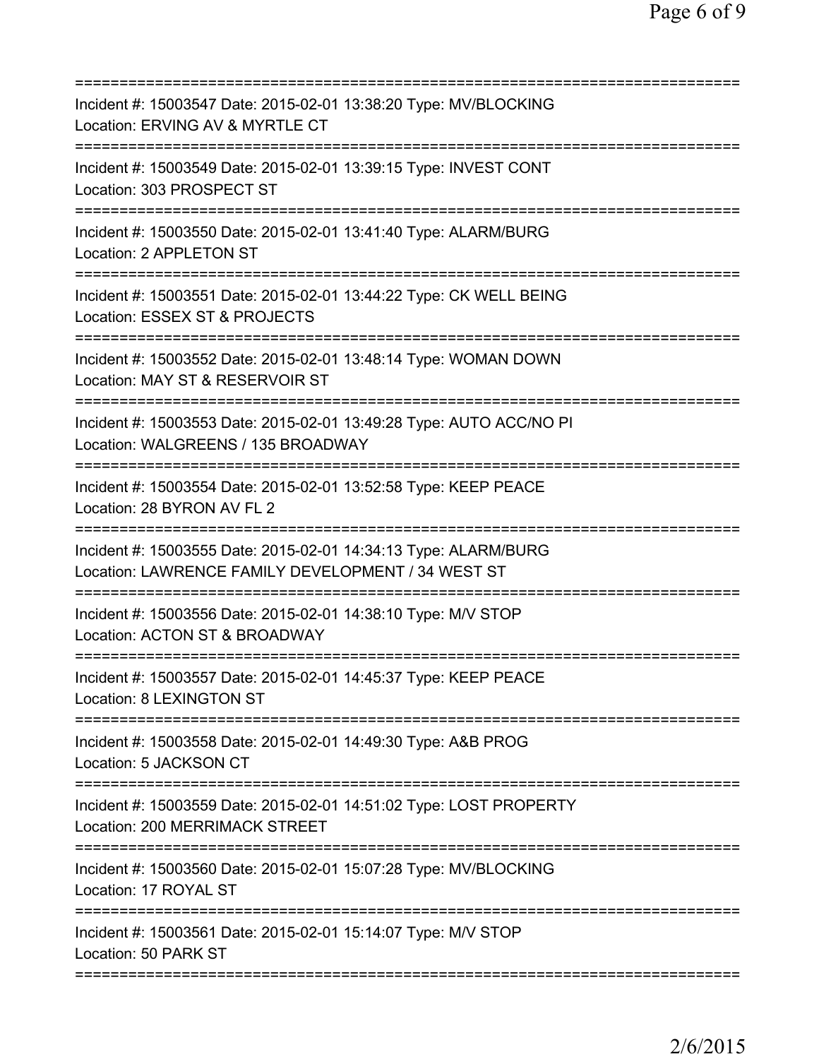Incident #: 15003547 Date: 2015-02-01 13:38:20 Type: MV/BLOCKING
Location: ERVING AV & MYRTLE CT

Incident #: 15003549 Date: 2015-02-01 13:39:15 Type: INVEST CONT
Location: 303 PROSPECT ST

Incident #: 15003550 Date: 2015-02-01 13:41:40 Type: ALARM/BURG
Location: 2 APPLETON ST

Incident #: 15003551 Date: 2015-02-01 13:44:22 Type: CK WELL BEING
Location: ESSEX ST & PROJECTS

Incident #: 15003552 Date: 2015-02-01 13:48:14 Type: WOMAN DOWN
Location: MAY ST & RESERVOIR ST

Incident #: 15003553 Date: 2015-02-01 13:49:28 Type: AUTO ACC/NO PI
Location: WALGREENS / 135 BROADWAY

Incident #: 15003554 Date: 2015-02-01 13:52:58 Type: KEEP PEACE
Location: 28 BYRON AV FL 2

Incident #: 15003555 Date: 2015-02-01 14:34:13 Type: ALARM/BURG
Location: LAWRENCE FAMILY DEVELOPMENT / 34 WEST ST

Incident #: 15003556 Date: 2015-02-01 14:38:10 Type: M/V STOP
Location: ACTON ST & BROADWAY

Incident #: 15003557 Date: 2015-02-01 14:45:37 Type: KEEP PEACE
Location: 8 LEXINGTON ST

Incident #: 15003558 Date: 2015-02-01 14:49:30 Type: A&B PROG
Location: 5 JACKSON CT

Incident #: 15003559 Date: 2015-02-01 14:51:02 Type: LOST PROPERTY
Location: 200 MERRIMACK STREET

Incident #: 15003560 Date: 2015-02-01 15:07:28 Type: MV/BLOCKING
Location: 17 ROYAL ST

Incident #: 15003561 Date: 2015-02-01 15:14:07 Type: M/V STOP
Location: 50 PARK ST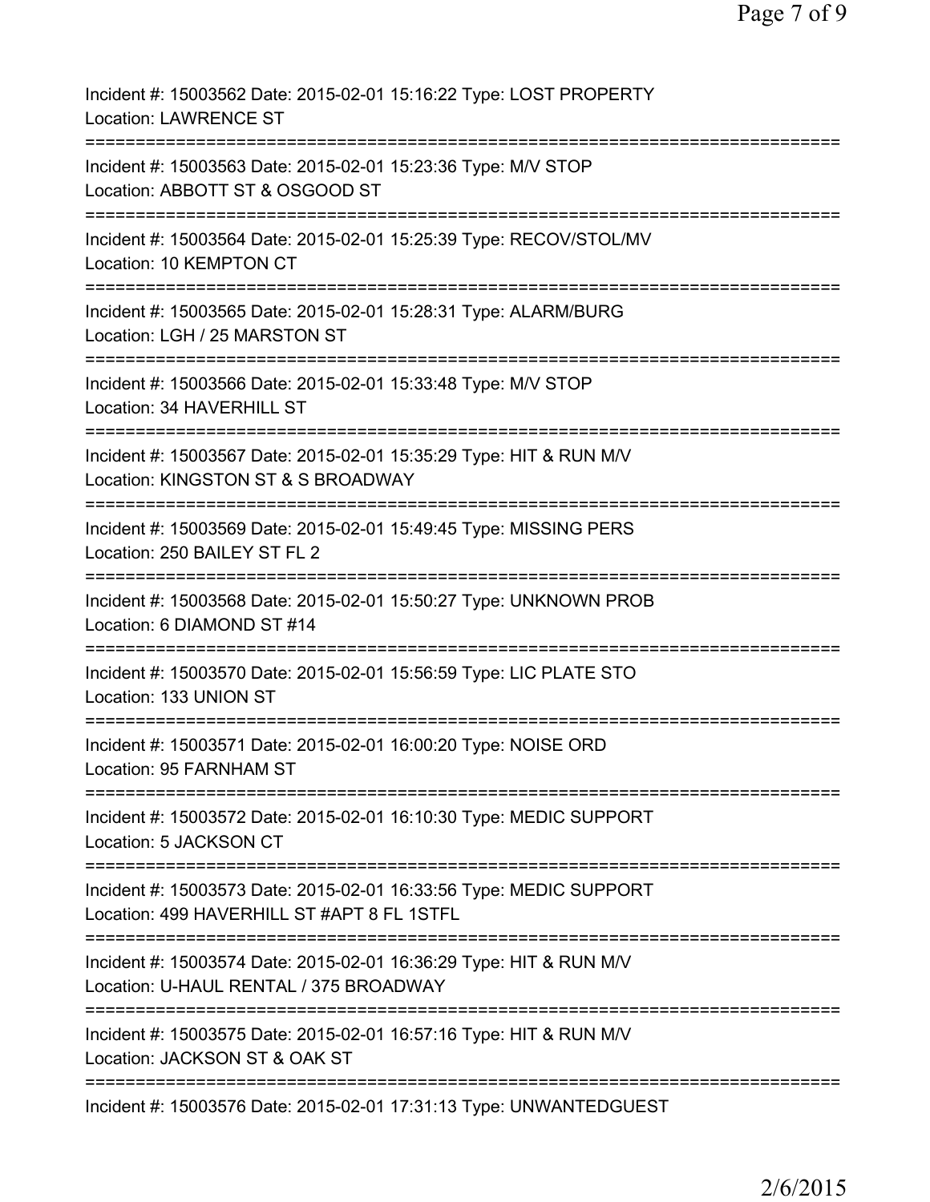Incident #: 15003562 Date: 2015-02-01 15:16:22 Type: LOST PROPERTY
Location: LAWRENCE ST

===========================================================================

Incident #: 15003563 Date: 2015-02-01 15:23:36 Type: M/V STOP
Location: ABBOTT ST & OSGOOD ST

===========================================================================

Incident #: 15003564 Date: 2015-02-01 15:25:39 Type: RECOV/STOL/MV
Location: 10 KEMPTON CT

===========================================================================

Incident #: 15003565 Date: 2015-02-01 15:28:31 Type: ALARM/BURG
Location: LGH / 25 MARSTON ST

===========================================================================

Incident #: 15003566 Date: 2015-02-01 15:33:48 Type: M/V STOP
Location: 34 HAVERHILL ST

===========================================================================

Incident #: 15003567 Date: 2015-02-01 15:35:29 Type: HIT & RUN M/V
Location: KINGSTON ST & S BROADWAY

===========================================================================

Incident #: 15003569 Date: 2015-02-01 15:49:45 Type: MISSING PERS
Location: 250 BAILEY ST FL 2

===========================================================================

Incident #: 15003568 Date: 2015-02-01 15:50:27 Type: UNKNOWN PROB
Location: 6 DIAMOND ST #14

===========================================================================

Incident #: 15003570 Date: 2015-02-01 15:56:59 Type: LIC PLATE STO
Location: 133 UNION ST

===========================================================================

Incident #: 15003571 Date: 2015-02-01 16:00:20 Type: NOISE ORD
Location: 95 FARNHAM ST

===========================================================================

Incident #: 15003572 Date: 2015-02-01 16:10:30 Type: MEDIC SUPPORT
Location: 5 JACKSON CT

===========================================================================

Incident #: 15003573 Date: 2015-02-01 16:33:56 Type: MEDIC SUPPORT
Location: 499 HAVERHILL ST #APT 8 FL 1STFL

===========================================================================

Incident #: 15003574 Date: 2015-02-01 16:36:29 Type: HIT & RUN M/V
Location: U-HAUL RENTAL / 375 BROADWAY

===========================================================================

Incident #: 15003575 Date: 2015-02-01 16:57:16 Type: HIT & RUN M/V
Location: JACKSON ST & OAK ST

===========================================================================

Incident #: 15003576 Date: 2015-02-01 17:31:13 Type: UNWANTEDGUEST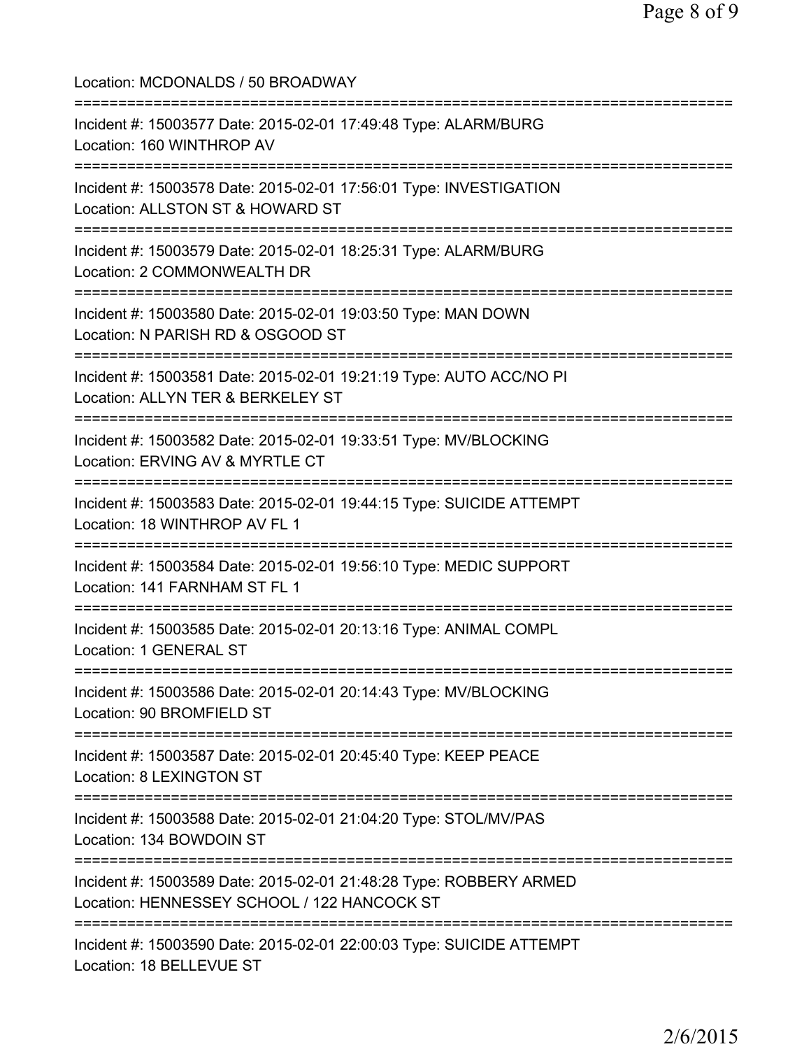Location: MCDONALDS / 50 BROADWAY

===========================================================================

Incident #: 15003577 Date: 2015-02-01 17:49:48 Type: ALARM/BURG
Location: 160 WINTHROP AV

===========================================================================

Incident #: 15003578 Date: 2015-02-01 17:56:01 Type: INVESTIGATION
Location: ALLSTON ST & HOWARD ST

===========================================================================

Incident #: 15003579 Date: 2015-02-01 18:25:31 Type: ALARM/BURG
Location: 2 COMMONWEALTH DR

===========================================================================

Incident #: 15003580 Date: 2015-02-01 19:03:50 Type: MAN DOWN
Location: N PARISH RD & OSGOOD ST

===========================================================================

Incident #: 15003581 Date: 2015-02-01 19:21:19 Type: AUTO ACC/NO PI
Location: ALLYN TER & BERKELEY ST

===========================================================================

Incident #: 15003582 Date: 2015-02-01 19:33:51 Type: MV/BLOCKING
Location: ERVING AV & MYRTLE CT

===========================================================================

Incident #: 15003583 Date: 2015-02-01 19:44:15 Type: SUICIDE ATTEMPT
Location: 18 WINTHROP AV FL 1

===========================================================================

Incident #: 15003584 Date: 2015-02-01 19:56:10 Type: MEDIC SUPPORT
Location: 141 FARNHAM ST FL 1

===========================================================================

Incident #: 15003585 Date: 2015-02-01 20:13:16 Type: ANIMAL COMPL
Location: 1 GENERAL ST

===========================================================================

Incident #: 15003586 Date: 2015-02-01 20:14:43 Type: MV/BLOCKING
Location: 90 BROMFIELD ST

===========================================================================

Incident #: 15003587 Date: 2015-02-01 20:45:40 Type: KEEP PEACE
Location: 8 LEXINGTON ST

===========================================================================

Incident #: 15003588 Date: 2015-02-01 21:04:20 Type: STOL/MV/PAS
Location: 134 BOWDOIN ST

===========================================================================

Incident #: 15003589 Date: 2015-02-01 21:48:28 Type: ROBBERY ARMED
Location: HENNESSEY SCHOOL / 122 HANCOCK ST

===========================================================================

Incident #: 15003590 Date: 2015-02-01 22:00:03 Type: SUICIDE ATTEMPT
Location: 18 BELLEVUE ST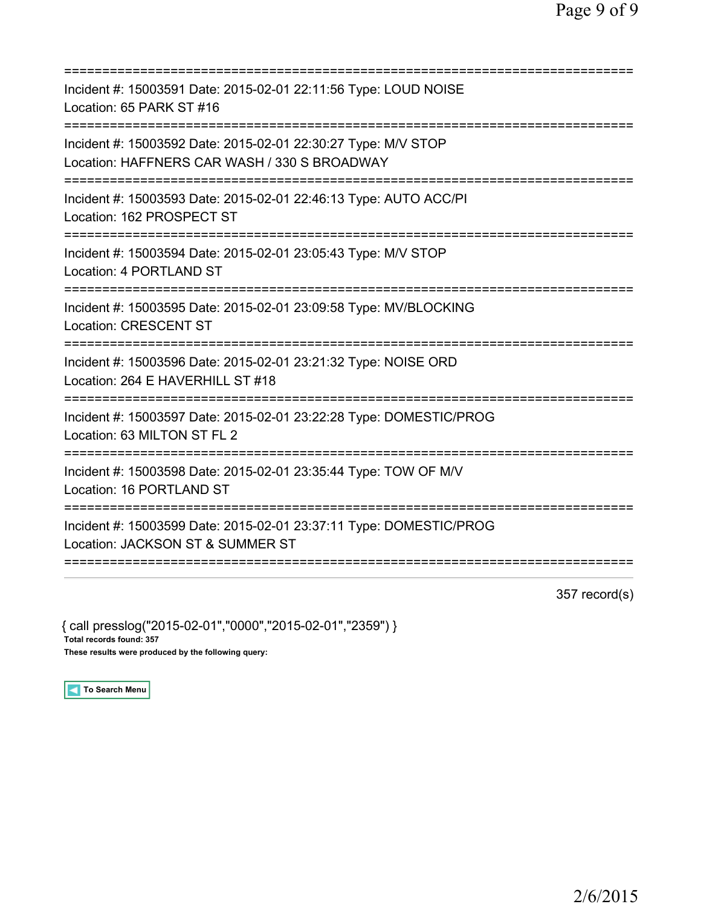Incident #: 15003591 Date: 2015-02-01 22:11:56 Type: LOUD NOISE
Location: 65 PARK ST #16

Incident #: 15003592 Date: 2015-02-01 22:30:27 Type: M/V STOP
Location: HAFFNERS CAR WASH / 330 S BROADWAY

Incident #: 15003593 Date: 2015-02-01 22:46:13 Type: AUTO ACC/PI
Location: 162 PROSPECT ST

Incident #: 15003594 Date: 2015-02-01 23:05:43 Type: M/V STOP
Location: 4 PORTLAND ST

Incident #: 15003595 Date: 2015-02-01 23:09:58 Type: MV/BLOCKING
Location: CRESCENT ST

Incident #: 15003596 Date: 2015-02-01 23:21:32 Type: NOISE ORD
Location: 264 E HAVERHILL ST #18

Incident #: 15003597 Date: 2015-02-01 23:22:28 Type: DOMESTIC/PROG
Location: 63 MILTON ST FL 2

Incident #: 15003598 Date: 2015-02-01 23:35:44 Type: TOW OF M/V
Location: 16 PORTLAND ST

Incident #: 15003599 Date: 2015-02-01 23:37:11 Type: DOMESTIC/PROG
Location: JACKSON ST & SUMMER ST

357 record(s)

{ call presslog("2015-02-01","0000","2015-02-01","2359") }

**Total records found: 357**

**These results were produced by the following query:**

To Search Menu